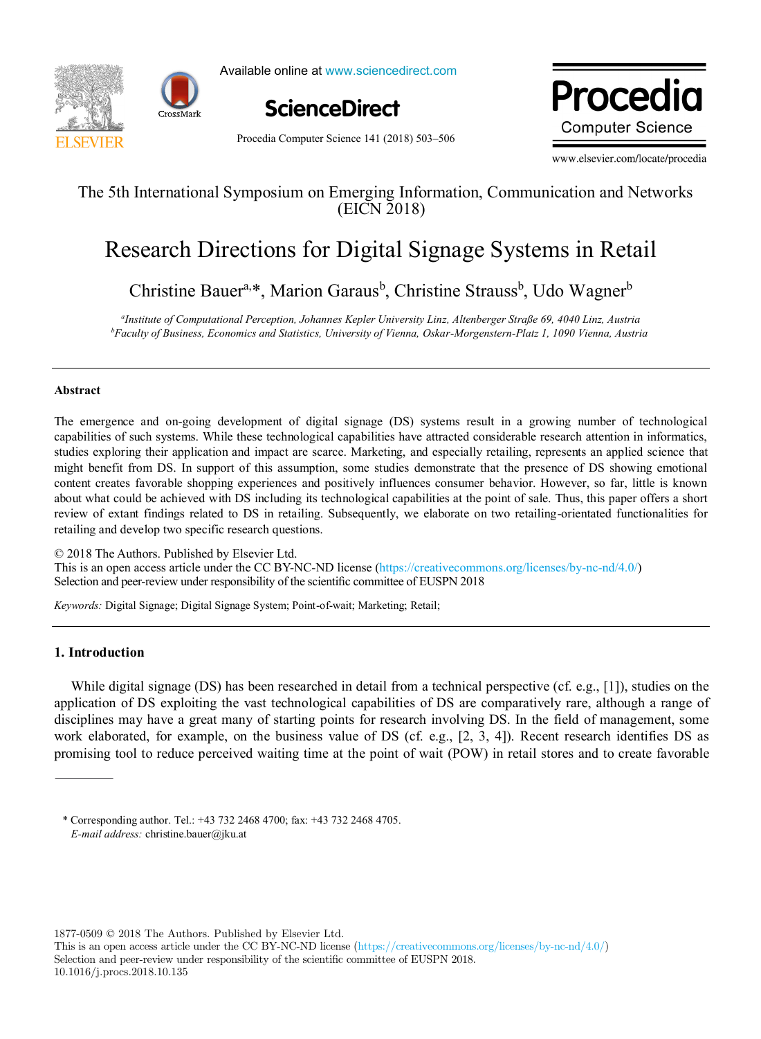The 5th International Symposium on Emerging Information, Communication and Networks (EICN 2018)

# Research Directions for Digital Signage Systems in Retail

Christine Bauer[a,*], Marion Garaus[b], Christine Strauss[b], Udo Wagner[b]

[a]*Institute of Computational Perception, Johannes Kepler University Linz, Altenberger Straße 69, 4040 Linz, Austria*
[b]*Faculty of Business, Economics and Statistics, University of Vienna, Oskar-Morgenstern-Platz 1, 1090 Vienna, Austria*

## Abstract

The emergence and on-going development of digital signage (DS) systems result in a growing number of technological capabilities of such systems. While these technological capabilities have attracted considerable research attention in informatics, studies exploring their application and impact are scarce. Marketing, and especially retailing, represents an applied science that might benefit from DS. In support of this assumption, some studies demonstrate that the presence of DS showing emotional content creates favorable shopping experiences and positively influences consumer behavior. However, so far, little is known about what could be achieved with DS including its technological capabilities at the point of sale. Thus, this paper offers a short review of extant findings related to DS in retailing. Subsequently, we elaborate on two retailing-orientated functionalities for retailing and develop two specific research questions.

© 2018 The Authors. Published by Elsevier Ltd.
This is an open access article under the CC BY-NC-ND license (https://creativecommons.org/licenses/by-nc-nd/4.0/)
Selection and peer-review under responsibility of the scientific committee of EUSPN 2018

*Keywords:* Digital Signage; Digital Signage System; Point-of-wait; Marketing; Retail;

## 1. Introduction

While digital signage (DS) has been researched in detail from a technical perspective (cf. e.g., [1]), studies on the application of DS exploiting the vast technological capabilities of DS are comparatively rare, although a range of disciplines may have a great many of starting points for research involving DS. In the field of management, some work elaborated, for example, on the business value of DS (cf. e.g., [2, 3, 4]). Recent research identifies DS as promising tool to reduce perceived waiting time at the point of wait (POW) in retail stores and to create favorable

* Corresponding author. Tel.: +43 732 2468 4700; fax: +43 732 2468 4705.
*E-mail address:* christine.bauer@jku.at

1877-0509 © 2018 The Authors. Published by Elsevier Ltd.
This is an open access article under the CC BY-NC-ND license (https://creativecommons.org/licenses/by-nc-nd/4.0/)
Selection and peer-review under responsibility of the scientific committee of EUSPN 2018.
10.1016/j.procs.2018.10.135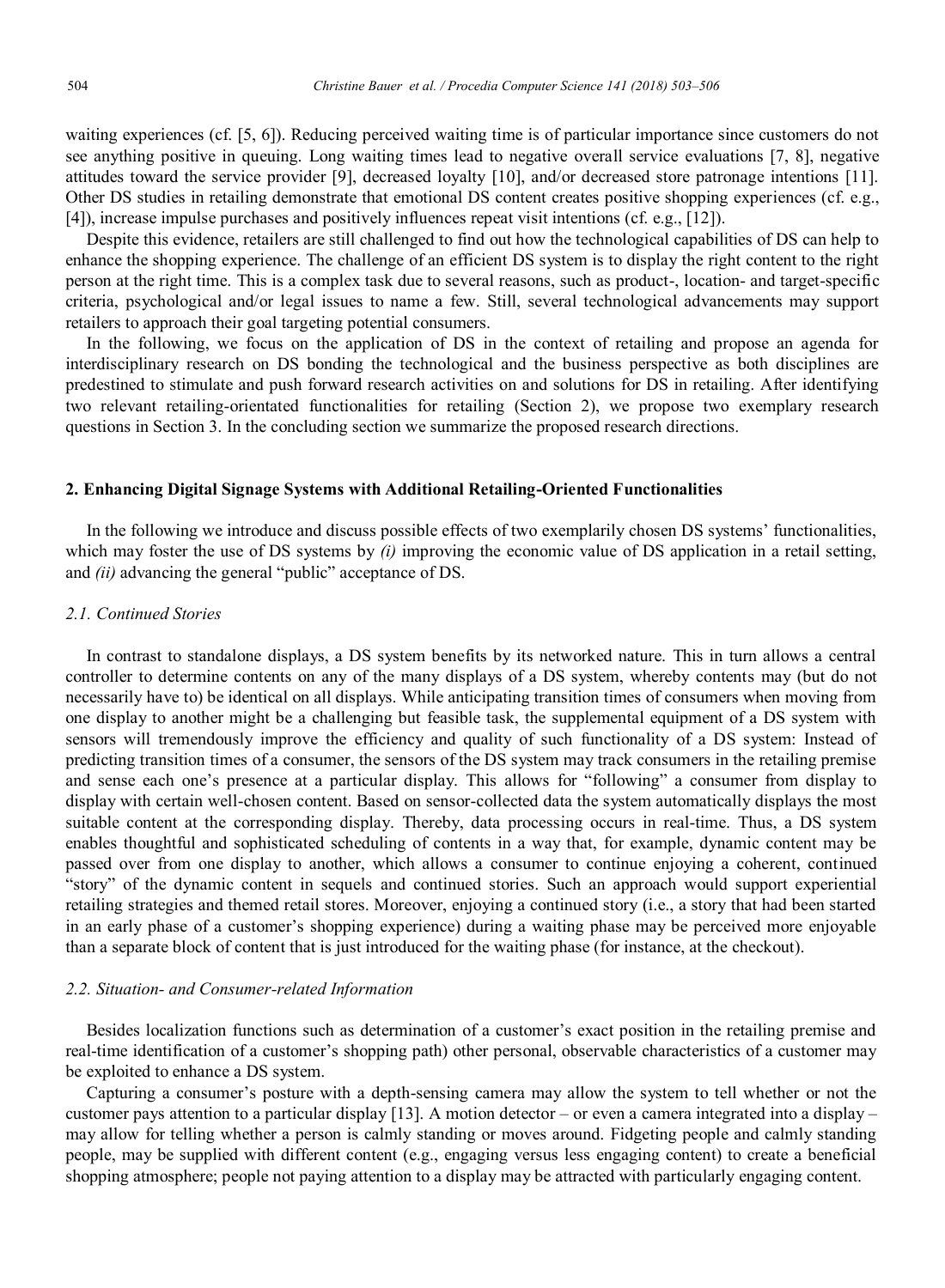waiting experiences (cf. [5, 6]). Reducing perceived waiting time is of particular importance since customers do not see anything positive in queuing. Long waiting times lead to negative overall service evaluations [7, 8], negative attitudes toward the service provider [9], decreased loyalty [10], and/or decreased store patronage intentions [11]. Other DS studies in retailing demonstrate that emotional DS content creates positive shopping experiences (cf. e.g., [4]), increase impulse purchases and positively influences repeat visit intentions (cf. e.g., [12]).

Despite this evidence, retailers are still challenged to find out how the technological capabilities of DS can help to enhance the shopping experience. The challenge of an efficient DS system is to display the right content to the right person at the right time. This is a complex task due to several reasons, such as product-, location- and target-specific criteria, psychological and/or legal issues to name a few. Still, several technological advancements may support retailers to approach their goal targeting potential consumers.

In the following, we focus on the application of DS in the context of retailing and propose an agenda for interdisciplinary research on DS bonding the technological and the business perspective as both disciplines are predestined to stimulate and push forward research activities on and solutions for DS in retailing. After identifying two relevant retailing-orientated functionalities for retailing (Section 2), we propose two exemplary research questions in Section 3. In the concluding section we summarize the proposed research directions.

## 2. Enhancing Digital Signage Systems with Additional Retailing-Oriented Functionalities

In the following we introduce and discuss possible effects of two exemplarily chosen DS systems' functionalities, which may foster the use of DS systems by *(i)* improving the economic value of DS application in a retail setting, and *(ii)* advancing the general "public" acceptance of DS.

### *2.1. Continued Stories*

In contrast to standalone displays, a DS system benefits by its networked nature. This in turn allows a central controller to determine contents on any of the many displays of a DS system, whereby contents may (but do not necessarily have to) be identical on all displays. While anticipating transition times of consumers when moving from one display to another might be a challenging but feasible task, the supplemental equipment of a DS system with sensors will tremendously improve the efficiency and quality of such functionality of a DS system: Instead of predicting transition times of a consumer, the sensors of the DS system may track consumers in the retailing premise and sense each one's presence at a particular display. This allows for "following" a consumer from display to display with certain well-chosen content. Based on sensor-collected data the system automatically displays the most suitable content at the corresponding display. Thereby, data processing occurs in real-time. Thus, a DS system enables thoughtful and sophisticated scheduling of contents in a way that, for example, dynamic content may be passed over from one display to another, which allows a consumer to continue enjoying a coherent, continued "story" of the dynamic content in sequels and continued stories. Such an approach would support experiential retailing strategies and themed retail stores. Moreover, enjoying a continued story (i.e., a story that had been started in an early phase of a customer's shopping experience) during a waiting phase may be perceived more enjoyable than a separate block of content that is just introduced for the waiting phase (for instance, at the checkout).

### *2.2. Situation- and Consumer-related Information*

Besides localization functions such as determination of a customer's exact position in the retailing premise and real-time identification of a customer's shopping path) other personal, observable characteristics of a customer may be exploited to enhance a DS system.

Capturing a consumer's posture with a depth-sensing camera may allow the system to tell whether or not the customer pays attention to a particular display [13]. A motion detector – or even a camera integrated into a display – may allow for telling whether a person is calmly standing or moves around. Fidgeting people and calmly standing people, may be supplied with different content (e.g., engaging versus less engaging content) to create a beneficial shopping atmosphere; people not paying attention to a display may be attracted with particularly engaging content.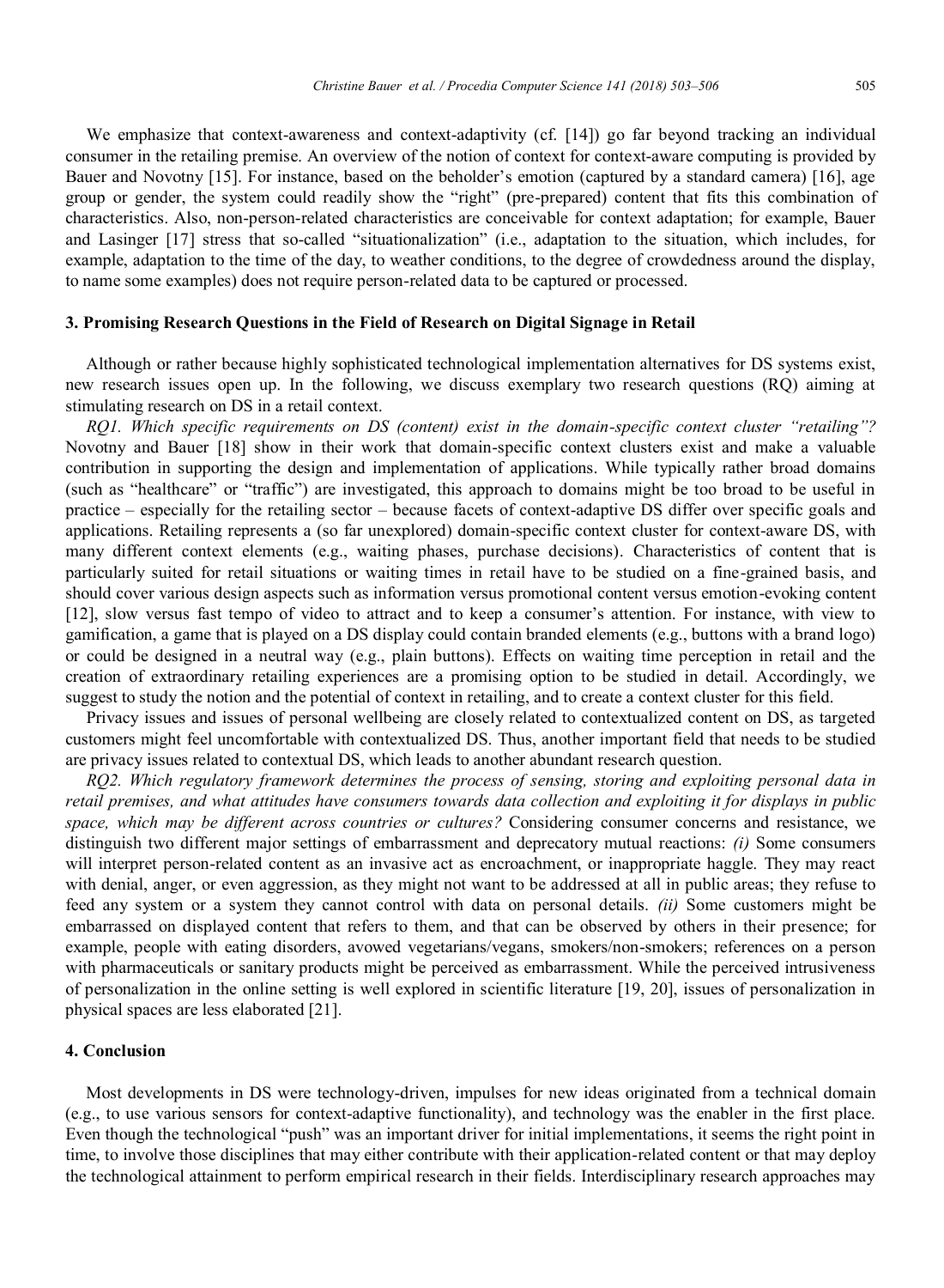We emphasize that context-awareness and context-adaptivity (cf. [14]) go far beyond tracking an individual consumer in the retailing premise. An overview of the notion of context for context-aware computing is provided by Bauer and Novotny [15]. For instance, based on the beholder's emotion (captured by a standard camera) [16], age group or gender, the system could readily show the "right" (pre-prepared) content that fits this combination of characteristics. Also, non-person-related characteristics are conceivable for context adaptation; for example, Bauer and Lasinger [17] stress that so-called "situationalization" (i.e., adaptation to the situation, which includes, for example, adaptation to the time of the day, to weather conditions, to the degree of crowdedness around the display, to name some examples) does not require person-related data to be captured or processed.

## 3. Promising Research Questions in the Field of Research on Digital Signage in Retail

Although or rather because highly sophisticated technological implementation alternatives for DS systems exist, new research issues open up. In the following, we discuss exemplary two research questions (RQ) aiming at stimulating research on DS in a retail context.

*RQ1. Which specific requirements on DS (content) exist in the domain-specific context cluster "retailing"?* Novotny and Bauer [18] show in their work that domain-specific context clusters exist and make a valuable contribution in supporting the design and implementation of applications. While typically rather broad domains (such as "healthcare" or "traffic") are investigated, this approach to domains might be too broad to be useful in practice – especially for the retailing sector – because facets of context-adaptive DS differ over specific goals and applications. Retailing represents a (so far unexplored) domain-specific context cluster for context-aware DS, with many different context elements (e.g., waiting phases, purchase decisions). Characteristics of content that is particularly suited for retail situations or waiting times in retail have to be studied on a fine-grained basis, and should cover various design aspects such as information versus promotional content versus emotion-evoking content [12], slow versus fast tempo of video to attract and to keep a consumer's attention. For instance, with view to gamification, a game that is played on a DS display could contain branded elements (e.g., buttons with a brand logo) or could be designed in a neutral way (e.g., plain buttons). Effects on waiting time perception in retail and the creation of extraordinary retailing experiences are a promising option to be studied in detail. Accordingly, we suggest to study the notion and the potential of context in retailing, and to create a context cluster for this field.

Privacy issues and issues of personal wellbeing are closely related to contextualized content on DS, as targeted customers might feel uncomfortable with contextualized DS. Thus, another important field that needs to be studied are privacy issues related to contextual DS, which leads to another abundant research question.

*RQ2. Which regulatory framework determines the process of sensing, storing and exploiting personal data in retail premises, and what attitudes have consumers towards data collection and exploiting it for displays in public space, which may be different across countries or cultures?* Considering consumer concerns and resistance, we distinguish two different major settings of embarrassment and deprecatory mutual reactions: *(i)* Some consumers will interpret person-related content as an invasive act as encroachment, or inappropriate haggle. They may react with denial, anger, or even aggression, as they might not want to be addressed at all in public areas; they refuse to feed any system or a system they cannot control with data on personal details. *(ii)* Some customers might be embarrassed on displayed content that refers to them, and that can be observed by others in their presence; for example, people with eating disorders, avowed vegetarians/vegans, smokers/non-smokers; references on a person with pharmaceuticals or sanitary products might be perceived as embarrassment. While the perceived intrusiveness of personalization in the online setting is well explored in scientific literature [19, 20], issues of personalization in physical spaces are less elaborated [21].

## 4. Conclusion

Most developments in DS were technology-driven, impulses for new ideas originated from a technical domain (e.g., to use various sensors for context-adaptive functionality), and technology was the enabler in the first place. Even though the technological "push" was an important driver for initial implementations, it seems the right point in time, to involve those disciplines that may either contribute with their application-related content or that may deploy the technological attainment to perform empirical research in their fields. Interdisciplinary research approaches may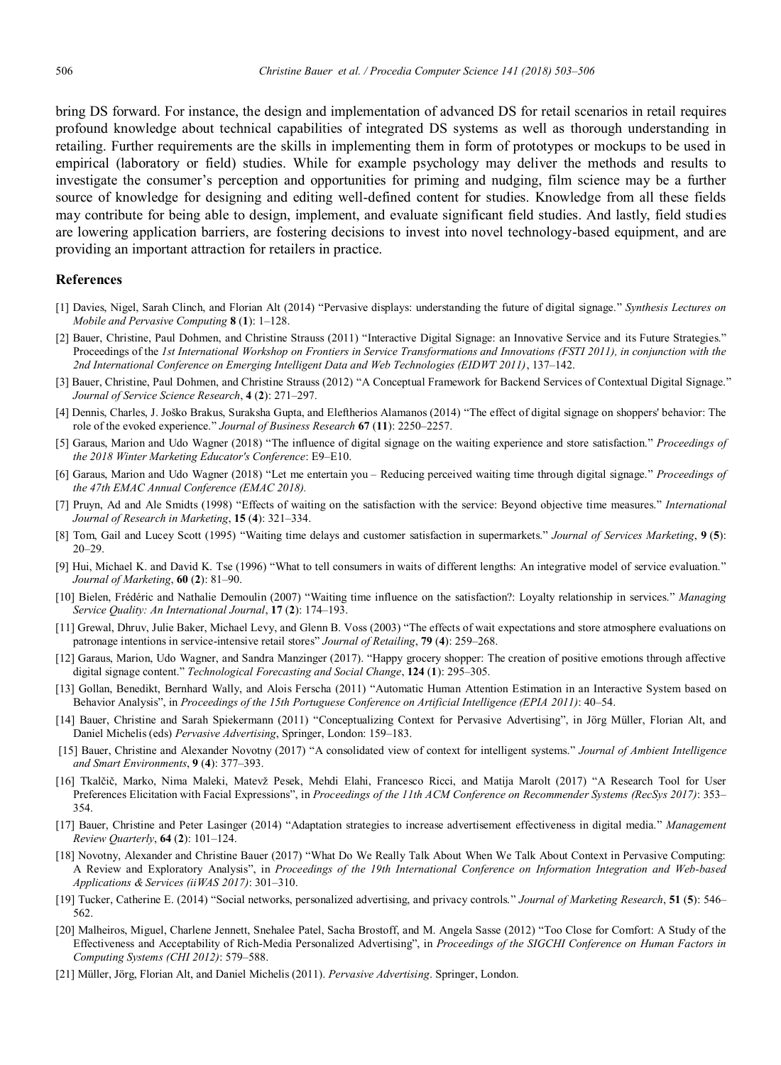bring DS forward. For instance, the design and implementation of advanced DS for retail scenarios in retail requires profound knowledge about technical capabilities of integrated DS systems as well as thorough understanding in retailing. Further requirements are the skills in implementing them in form of prototypes or mockups to be used in empirical (laboratory or field) studies. While for example psychology may deliver the methods and results to investigate the consumer's perception and opportunities for priming and nudging, film science may be a further source of knowledge for designing and editing well-defined content for studies. Knowledge from all these fields may contribute for being able to design, implement, and evaluate significant field studies. And lastly, field studies are lowering application barriers, are fostering decisions to invest into novel technology-based equipment, and are providing an important attraction for retailers in practice.

## References

[1] Davies, Nigel, Sarah Clinch, and Florian Alt (2014) "Pervasive displays: understanding the future of digital signage." *Synthesis Lectures on Mobile and Pervasive Computing* **8** (**1**): 1–128.

[2] Bauer, Christine, Paul Dohmen, and Christine Strauss (2011) "Interactive Digital Signage: an Innovative Service and its Future Strategies." Proceedings of the *1st International Workshop on Frontiers in Service Transformations and Innovations (FSTI 2011), in conjunction with the 2nd International Conference on Emerging Intelligent Data and Web Technologies (EIDWT 2011)*, 137–142.

[3] Bauer, Christine, Paul Dohmen, and Christine Strauss (2012) "A Conceptual Framework for Backend Services of Contextual Digital Signage." *Journal of Service Science Research*, **4** (**2**): 271–297.

[4] Dennis, Charles, J. Joško Brakus, Suraksha Gupta, and Eleftherios Alamanos (2014) "The effect of digital signage on shoppers' behavior: The role of the evoked experience." *Journal of Business Research* **67** (**11**): 2250–2257.

[5] Garaus, Marion and Udo Wagner (2018) "The influence of digital signage on the waiting experience and store satisfaction." *Proceedings of the 2018 Winter Marketing Educator's Conference*: E9–E10.

[6] Garaus, Marion and Udo Wagner (2018) "Let me entertain you – Reducing perceived waiting time through digital signage." *Proceedings of the 47th EMAC Annual Conference (EMAC 2018).*

[7] Pruyn, Ad and Ale Smidts (1998) "Effects of waiting on the satisfaction with the service: Beyond objective time measures." *International Journal of Research in Marketing*, **15** (**4**): 321–334.

[8] Tom, Gail and Lucey Scott (1995) "Waiting time delays and customer satisfaction in supermarkets." *Journal of Services Marketing*, **9** (**5**): 20–29.

[9] Hui, Michael K. and David K. Tse (1996) "What to tell consumers in waits of different lengths: An integrative model of service evaluation." *Journal of Marketing*, **60** (**2**): 81–90.

[10] Bielen, Frédéric and Nathalie Demoulin (2007) "Waiting time influence on the satisfaction?: Loyalty relationship in services." *Managing Service Quality: An International Journal*, **17** (**2**): 174–193.

[11] Grewal, Dhruv, Julie Baker, Michael Levy, and Glenn B. Voss (2003) "The effects of wait expectations and store atmosphere evaluations on patronage intentions in service-intensive retail stores" *Journal of Retailing*, **79** (**4**): 259–268.

[12] Garaus, Marion, Udo Wagner, and Sandra Manzinger (2017). "Happy grocery shopper: The creation of positive emotions through affective digital signage content." *Technological Forecasting and Social Change*, **124** (**1**): 295–305.

[13] Gollan, Benedikt, Bernhard Wally, and Alois Ferscha (2011) "Automatic Human Attention Estimation in an Interactive System based on Behavior Analysis", in *Proceedings of the 15th Portuguese Conference on Artificial Intelligence (EPIA 2011)*: 40–54.

[14] Bauer, Christine and Sarah Spiekermann (2011) "Conceptualizing Context for Pervasive Advertising", in Jörg Müller, Florian Alt, and Daniel Michelis (eds) *Pervasive Advertising*, Springer, London: 159–183.

[15] Bauer, Christine and Alexander Novotny (2017) "A consolidated view of context for intelligent systems." *Journal of Ambient Intelligence and Smart Environments*, **9** (**4**): 377–393.

[16] Tkalčič, Marko, Nima Maleki, Matevž Pesek, Mehdi Elahi, Francesco Ricci, and Matija Marolt (2017) "A Research Tool for User Preferences Elicitation with Facial Expressions", in *Proceedings of the 11th ACM Conference on Recommender Systems (RecSys 2017)*: 353–354.

[17] Bauer, Christine and Peter Lasinger (2014) "Adaptation strategies to increase advertisement effectiveness in digital media." *Management Review Quarterly*, **64** (**2**): 101–124.

[18] Novotny, Alexander and Christine Bauer (2017) "What Do We Really Talk About When We Talk About Context in Pervasive Computing: A Review and Exploratory Analysis", in *Proceedings of the 19th International Conference on Information Integration and Web-based Applications & Services (iiWAS 2017)*: 301–310.

[19] Tucker, Catherine E. (2014) "Social networks, personalized advertising, and privacy controls." *Journal of Marketing Research*, **51** (**5**): 546–562.

[20] Malheiros, Miguel, Charlene Jennett, Snehalee Patel, Sacha Brostoff, and M. Angela Sasse (2012) "Too Close for Comfort: A Study of the Effectiveness and Acceptability of Rich-Media Personalized Advertising", in *Proceedings of the SIGCHI Conference on Human Factors in Computing Systems (CHI 2012)*: 579–588.

[21] Müller, Jörg, Florian Alt, and Daniel Michelis (2011). *Pervasive Advertising*. Springer, London.